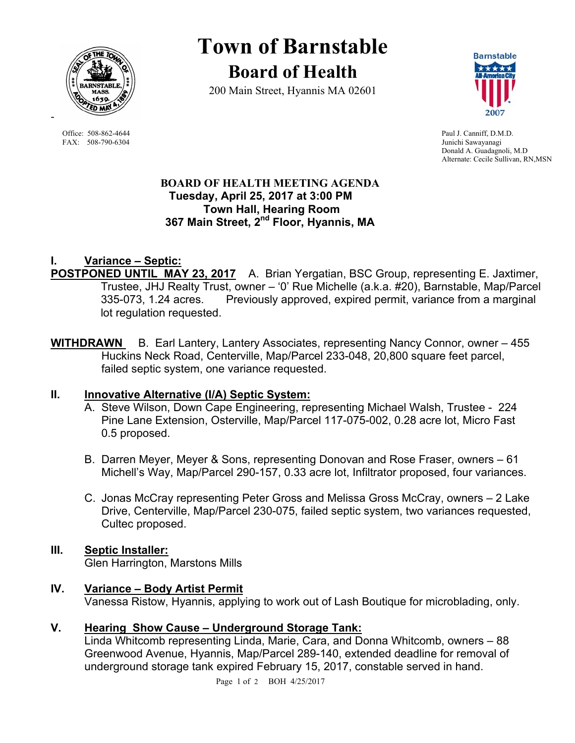# Town of Barnstable

## Board of Health

200 Main Street, Hyannis MA 02601

Office: 508-862-4644
FAX: 508-790-6304

Paul J. Canniff, D.M.D.
Junichi Sawayanagi
Donald A. Guadagnoli, M.D
Alternate: Cecile Sullivan, RN,MSN

**BOARD OF HEALTH MEETING AGENDA**
**Tuesday, April 25, 2017 at 3:00 PM**
**Town Hall, Hearing Room**
**367 Main Street, 2nd Floor, Hyannis, MA**

## I. Variance – Septic:

**POSTPONED UNTIL MAY 23, 2017** A. Brian Yergatian, BSC Group, representing E. Jaxtimer, Trustee, JHJ Realty Trust, owner – '0' Rue Michelle (a.k.a. #20), Barnstable, Map/Parcel 335-073, 1.24 acres. Previously approved, expired permit, variance from a marginal lot regulation requested.

**WITHDRAWN** B. Earl Lantery, Lantery Associates, representing Nancy Connor, owner – 455 Huckins Neck Road, Centerville, Map/Parcel 233-048, 20,800 square feet parcel, failed septic system, one variance requested.

## II. Innovative Alternative (I/A) Septic System:

A. Steve Wilson, Down Cape Engineering, representing Michael Walsh, Trustee - 224 Pine Lane Extension, Osterville, Map/Parcel 117-075-002, 0.28 acre lot, Micro Fast 0.5 proposed.

B. Darren Meyer, Meyer & Sons, representing Donovan and Rose Fraser, owners – 61 Michell's Way, Map/Parcel 290-157, 0.33 acre lot, Infiltrator proposed, four variances.

C. Jonas McCray representing Peter Gross and Melissa Gross McCray, owners – 2 Lake Drive, Centerville, Map/Parcel 230-075, failed septic system, two variances requested, Cultec proposed.

## III. Septic Installer:

Glen Harrington, Marstons Mills

## IV. Variance – Body Artist Permit

Vanessa Ristow, Hyannis, applying to work out of Lash Boutique for microblading, only.

## V. Hearing Show Cause – Underground Storage Tank:

Linda Whitcomb representing Linda, Marie, Cara, and Donna Whitcomb, owners – 88 Greenwood Avenue, Hyannis, Map/Parcel 289-140, extended deadline for removal of underground storage tank expired February 15, 2017, constable served in hand.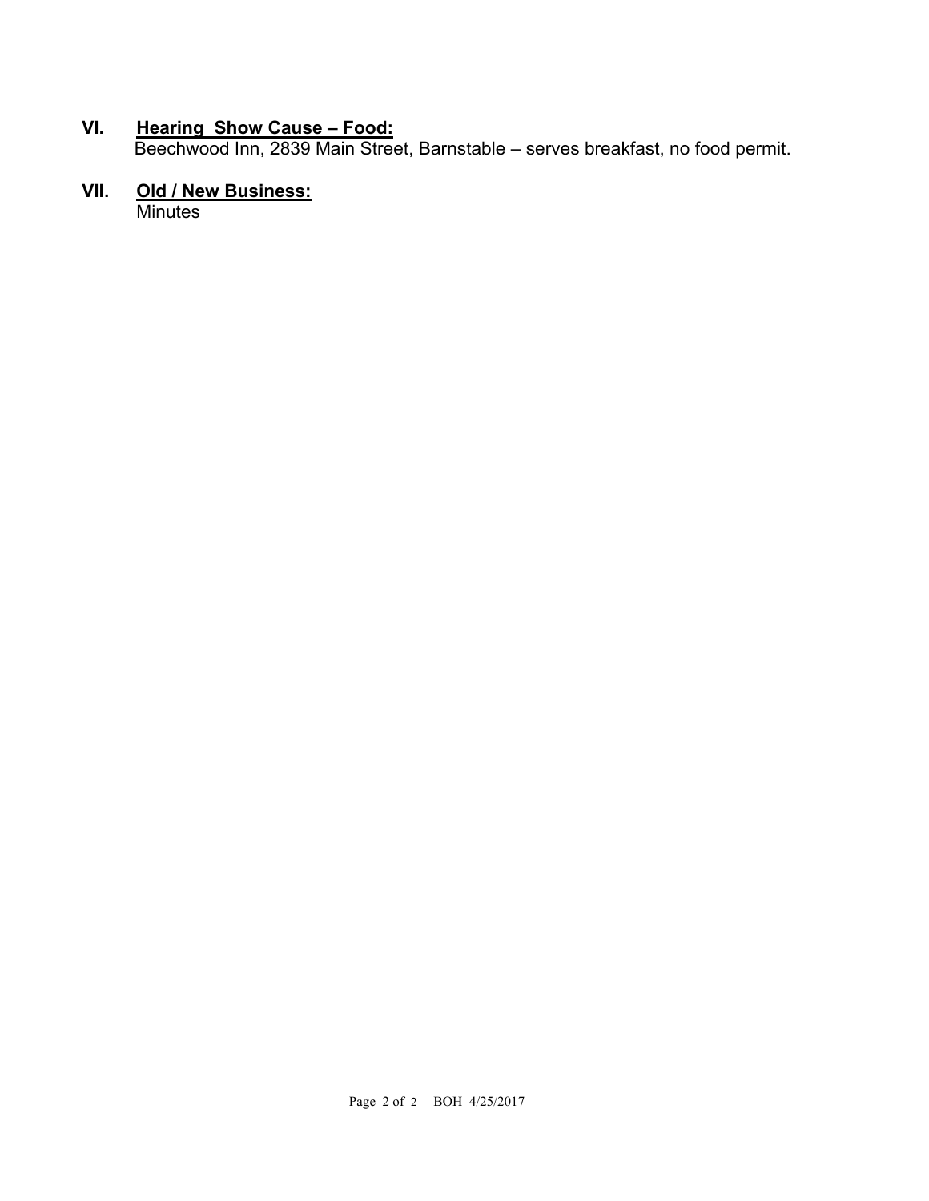**VI. Hearing Show Cause – Food:**

Beechwood Inn, 2839 Main Street, Barnstable – serves breakfast, no food permit.

**VII. Old / New Business:**

Minutes